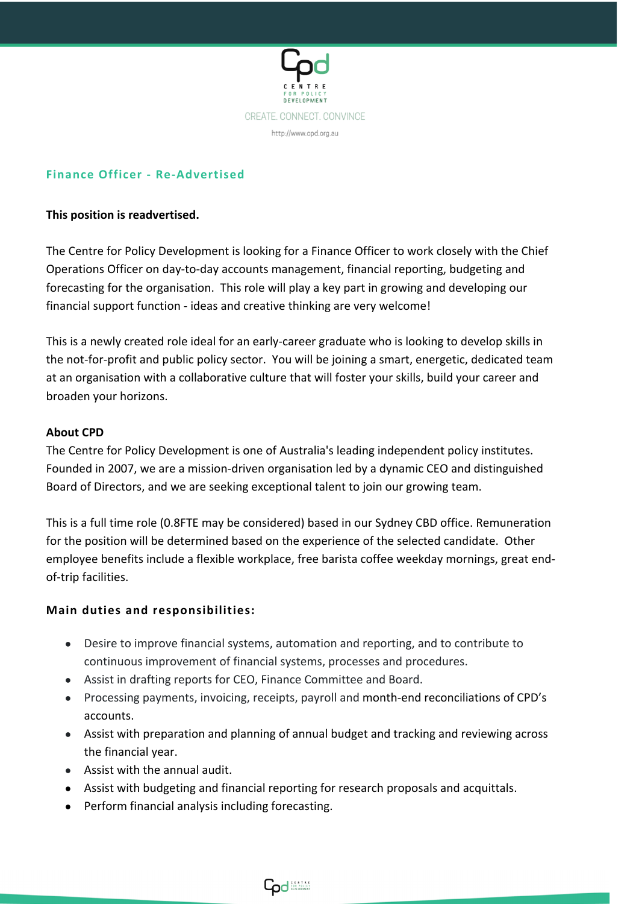CENTRE FOR POLICY DEVELOPMENT

CREATE. CONNECT. CONVINCE

http://www.cpd.org.au

## Finance Officer - Re-Advertised

**This position is readvertised.**

The Centre for Policy Development is looking for a Finance Officer to work closely with the Chief Operations Officer on day-to-day accounts management, financial reporting, budgeting and forecasting for the organisation. This role will play a key part in growing and developing our financial support function - ideas and creative thinking are very welcome!

This is a newly created role ideal for an early-career graduate who is looking to develop skills in the not-for-profit and public policy sector. You will be joining a smart, energetic, dedicated team at an organisation with a collaborative culture that will foster your skills, build your career and broaden your horizons.

**About CPD**

The Centre for Policy Development is one of Australia's leading independent policy institutes. Founded in 2007, we are a mission-driven organisation led by a dynamic CEO and distinguished Board of Directors, and we are seeking exceptional talent to join our growing team.

This is a full time role (0.8FTE may be considered) based in our Sydney CBD office. Remuneration for the position will be determined based on the experience of the selected candidate. Other employee benefits include a flexible workplace, free barista coffee weekday mornings, great end-of-trip facilities.

### Main duties and responsibilities:

- Desire to improve financial systems, automation and reporting, and to contribute to continuous improvement of financial systems, processes and procedures.
- Assist in drafting reports for CEO, Finance Committee and Board.
- Processing payments, invoicing, receipts, payroll and month-end reconciliations of CPD's accounts.
- Assist with preparation and planning of annual budget and tracking and reviewing across the financial year.
- Assist with the annual audit.
- Assist with budgeting and financial reporting for research proposals and acquittals.
- Perform financial analysis including forecasting.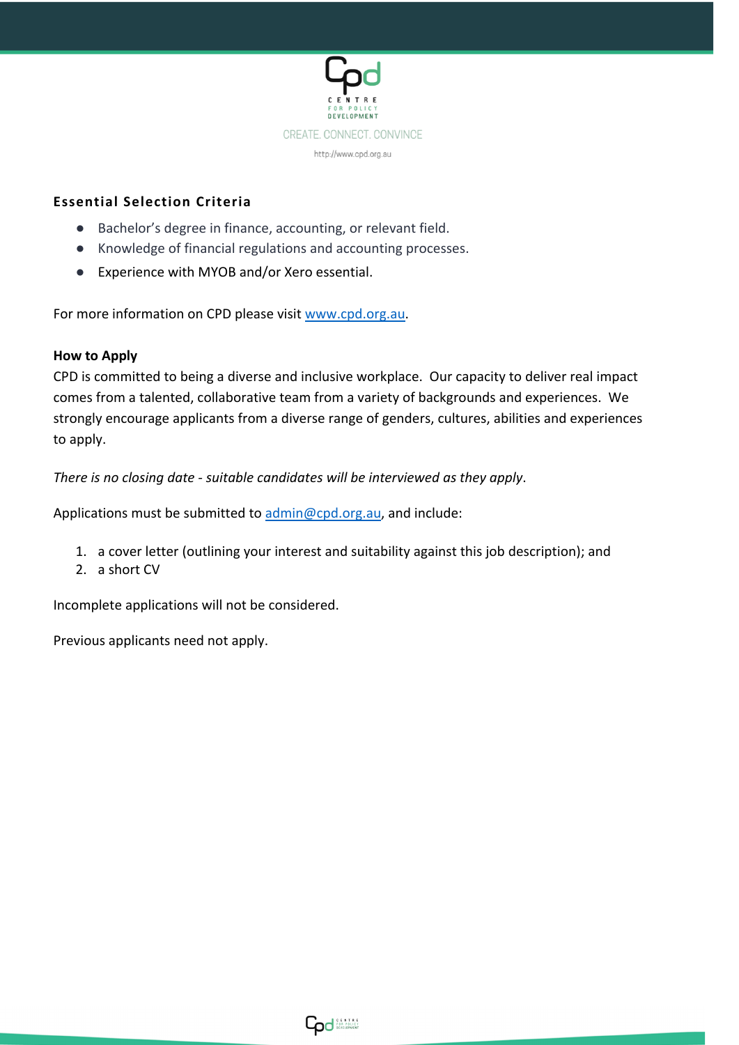### Essential Selection Criteria

- Bachelor's degree in finance, accounting, or relevant field.
- Knowledge of financial regulations and accounting processes.
- Experience with MYOB and/or Xero essential.

For more information on CPD please visit www.cpd.org.au.

**How to Apply**

CPD is committed to being a diverse and inclusive workplace. Our capacity to deliver real impact comes from a talented, collaborative team from a variety of backgrounds and experiences. We strongly encourage applicants from a diverse range of genders, cultures, abilities and experiences to apply.

*There is no closing date - suitable candidates will be interviewed as they apply*.

Applications must be submitted to admin@cpd.org.au, and include:

1. a cover letter (outlining your interest and suitability against this job description); and
2. a short CV

Incomplete applications will not be considered.

Previous applicants need not apply.